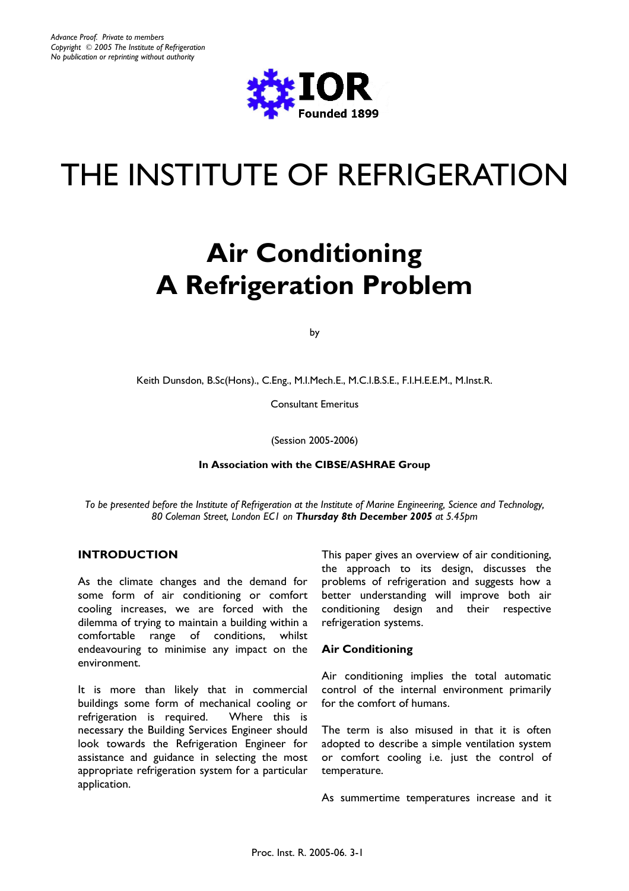*Advance Proof. Private to members*
*Copyright © 2005 The Institute of Refrigeration*
*No publication or reprinting without authority*

IOR
Founded 1899

# THE INSTITUTE OF REFRIGERATION

# Air Conditioning
# A Refrigeration Problem

by

Keith Dunsdon, B.Sc(Hons)., C.Eng., M.I.Mech.E., M.C.I.B.S.E., F.I.H.E.E.M., M.Inst.R.

Consultant Emeritus

(Session 2005-2006)

**In Association with the CIBSE/ASHRAE Group**

*To be presented before the Institute of Refrigeration at the Institute of Marine Engineering, Science and Technology, 80 Coleman Street, London EC1 on **Thursday 8th December 2005** at 5.45pm*

## INTRODUCTION

As the climate changes and the demand for some form of air conditioning or comfort cooling increases, we are forced with the dilemma of trying to maintain a building within a comfortable range of conditions, whilst endeavouring to minimise any impact on the environment.

It is more than likely that in commercial buildings some form of mechanical cooling or refrigeration is required. Where this is necessary the Building Services Engineer should look towards the Refrigeration Engineer for assistance and guidance in selecting the most appropriate refrigeration system for a particular application.

This paper gives an overview of air conditioning, the approach to its design, discusses the problems of refrigeration and suggests how a better understanding will improve both air conditioning design and their respective refrigeration systems.

### Air Conditioning

Air conditioning implies the total automatic control of the internal environment primarily for the comfort of humans.

The term is also misused in that it is often adopted to describe a simple ventilation system or comfort cooling i.e. just the control of temperature.

As summertime temperatures increase and it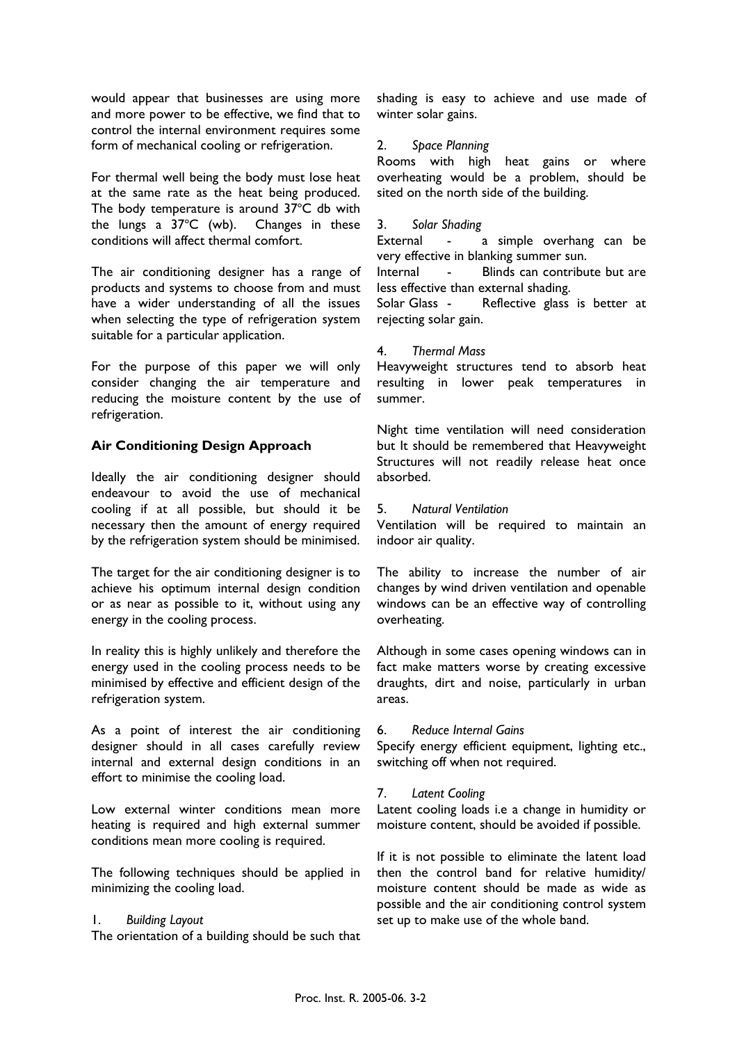would appear that businesses are using more and more power to be effective, we find that to control the internal environment requires some form of mechanical cooling or refrigeration.

For thermal well being the body must lose heat at the same rate as the heat being produced. The body temperature is around 37°C db with the lungs a 37°C (wb). Changes in these conditions will affect thermal comfort.

The air conditioning designer has a range of products and systems to choose from and must have a wider understanding of all the issues when selecting the type of refrigeration system suitable for a particular application.

For the purpose of this paper we will only consider changing the air temperature and reducing the moisture content by the use of refrigeration.

## Air Conditioning Design Approach

Ideally the air conditioning designer should endeavour to avoid the use of mechanical cooling if at all possible, but should it be necessary then the amount of energy required by the refrigeration system should be minimised.

The target for the air conditioning designer is to achieve his optimum internal design condition or as near as possible to it, without using any energy in the cooling process.

In reality this is highly unlikely and therefore the energy used in the cooling process needs to be minimised by effective and efficient design of the refrigeration system.

As a point of interest the air conditioning designer should in all cases carefully review internal and external design conditions in an effort to minimise the cooling load.

Low external winter conditions mean more heating is required and high external summer conditions mean more cooling is required.

The following techniques should be applied in minimizing the cooling load.

1. *Building Layout*

The orientation of a building should be such that shading is easy to achieve and use made of winter solar gains.

2. *Space Planning*

Rooms with high heat gains or where overheating would be a problem, should be sited on the north side of the building.

3. *Solar Shading*

External - a simple overhang can be very effective in blanking summer sun.
Internal - Blinds can contribute but are less effective than external shading.
Solar Glass - Reflective glass is better at rejecting solar gain.

4. *Thermal Mass*

Heavyweight structures tend to absorb heat resulting in lower peak temperatures in summer.

Night time ventilation will need consideration but It should be remembered that Heavyweight Structures will not readily release heat once absorbed.

5. *Natural Ventilation*

Ventilation will be required to maintain an indoor air quality.

The ability to increase the number of air changes by wind driven ventilation and openable windows can be an effective way of controlling overheating.

Although in some cases opening windows can in fact make matters worse by creating excessive draughts, dirt and noise, particularly in urban areas.

6. *Reduce Internal Gains*

Specify energy efficient equipment, lighting etc., switching off when not required.

7. *Latent Cooling*

Latent cooling loads i.e a change in humidity or moisture content, should be avoided if possible.

If it is not possible to eliminate the latent load then the control band for relative humidity/ moisture content should be made as wide as possible and the air conditioning control system set up to make use of the whole band.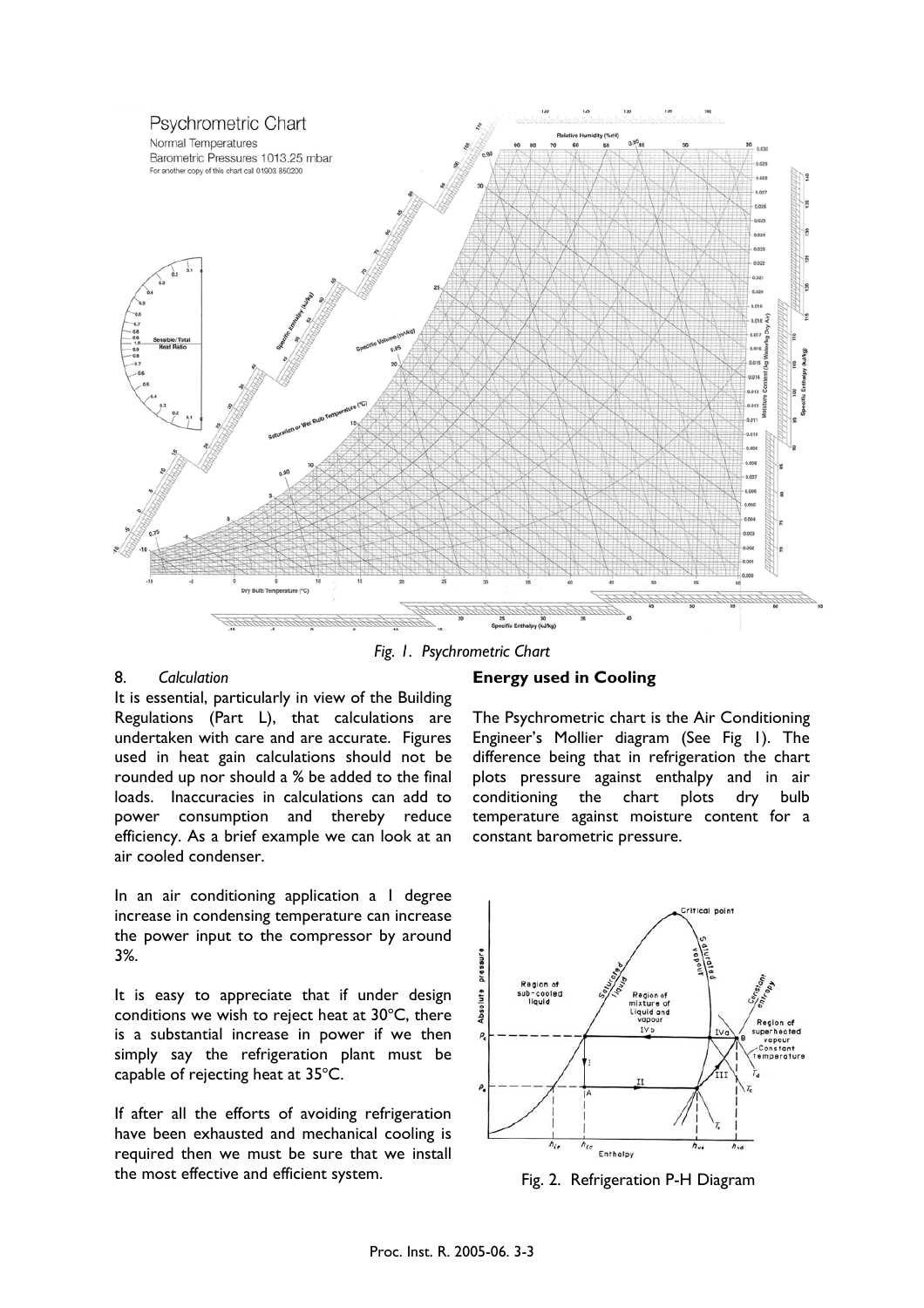*Fig. 1. Psychrometric Chart*

## 8. *Calculation*

It is essential, particularly in view of the Building Regulations (Part L), that calculations are undertaken with care and are accurate. Figures used in heat gain calculations should not be rounded up nor should a % be added to the final loads. Inaccuracies in calculations can add to power consumption and thereby reduce efficiency. As a brief example we can look at an air cooled condenser.

In an air conditioning application a 1 degree increase in condensing temperature can increase the power input to the compressor by around 3%.

It is easy to appreciate that if under design conditions we wish to reject heat at 30°C, there is a substantial increase in power if we then simply say the refrigeration plant must be capable of rejecting heat at 35°C.

If after all the efforts of avoiding refrigeration have been exhausted and mechanical cooling is required then we must be sure that we install the most effective and efficient system.

**Energy used in Cooling**

The Psychrometric chart is the Air Conditioning Engineer's Mollier diagram (See Fig 1). The difference being that in refrigeration the chart plots pressure against enthalpy and in air conditioning the chart plots dry bulb temperature against moisture content for a constant barometric pressure.

Fig. 2. Refrigeration P-H Diagram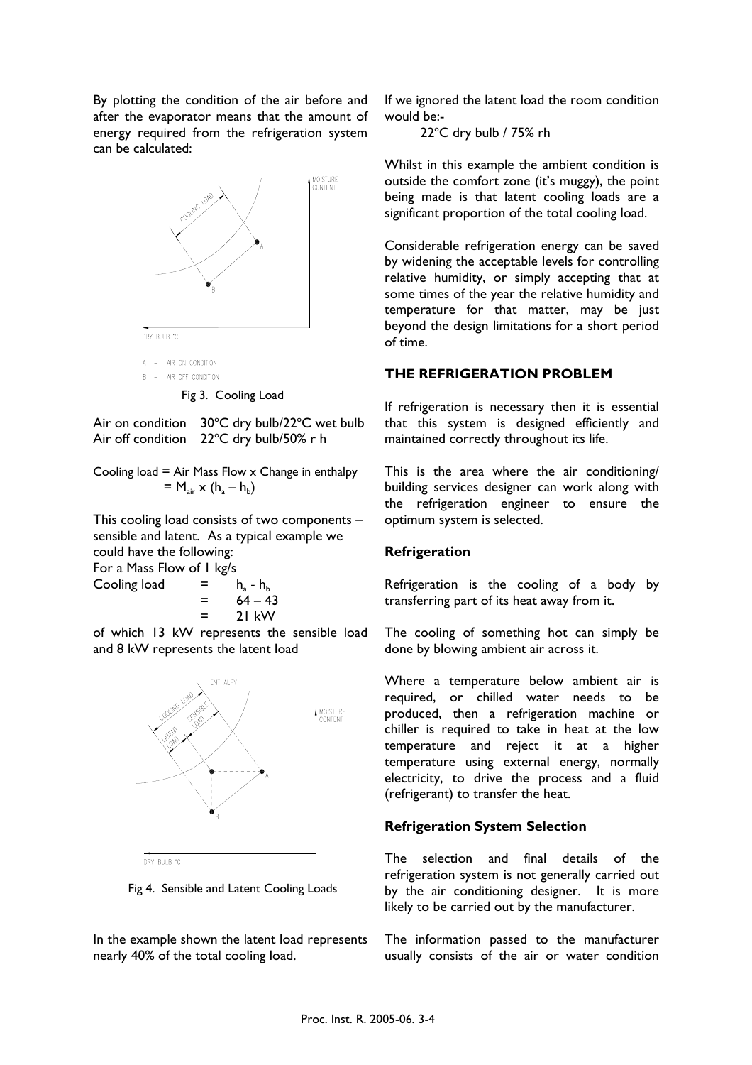By plotting the condition of the air before and after the evaporator means that the amount of energy required from the refrigeration system can be calculated:

A – AIR ON CONDITION
B – AIR OFF CONDITION

Fig 3. Cooling Load

Air on condition 30°C dry bulb/22°C wet bulb
Air off condition 22°C dry bulb/50% r h

Cooling load = Air Mass Flow x Change in enthalpy
$= M_{air} \times (h_a - h_b)$

This cooling load consists of two components – sensible and latent. As a typical example we could have the following:
For a Mass Flow of 1 kg/s

Cooling load $= h_a - h_b$
$= 64 - 43$
$= 21$ kW

of which 13 kW represents the sensible load and 8 kW represents the latent load

Fig 4. Sensible and Latent Cooling Loads

In the example shown the latent load represents nearly 40% of the total cooling load.

If we ignored the latent load the room condition would be:-

22°C dry bulb / 75% rh

Whilst in this example the ambient condition is outside the comfort zone (it's muggy), the point being made is that latent cooling loads are a significant proportion of the total cooling load.

Considerable refrigeration energy can be saved by widening the acceptable levels for controlling relative humidity, or simply accepting that at some times of the year the relative humidity and temperature for that matter, may be just beyond the design limitations for a short period of time.

## THE REFRIGERATION PROBLEM

If refrigeration is necessary then it is essential that this system is designed efficiently and maintained correctly throughout its life.

This is the area where the air conditioning/ building services designer can work along with the refrigeration engineer to ensure the optimum system is selected.

### Refrigeration

Refrigeration is the cooling of a body by transferring part of its heat away from it.

The cooling of something hot can simply be done by blowing ambient air across it.

Where a temperature below ambient air is required, or chilled water needs to be produced, then a refrigeration machine or chiller is required to take in heat at the low temperature and reject it at a higher temperature using external energy, normally electricity, to drive the process and a fluid (refrigerant) to transfer the heat.

### Refrigeration System Selection

The selection and final details of the refrigeration system is not generally carried out by the air conditioning designer. It is more likely to be carried out by the manufacturer.

The information passed to the manufacturer usually consists of the air or water condition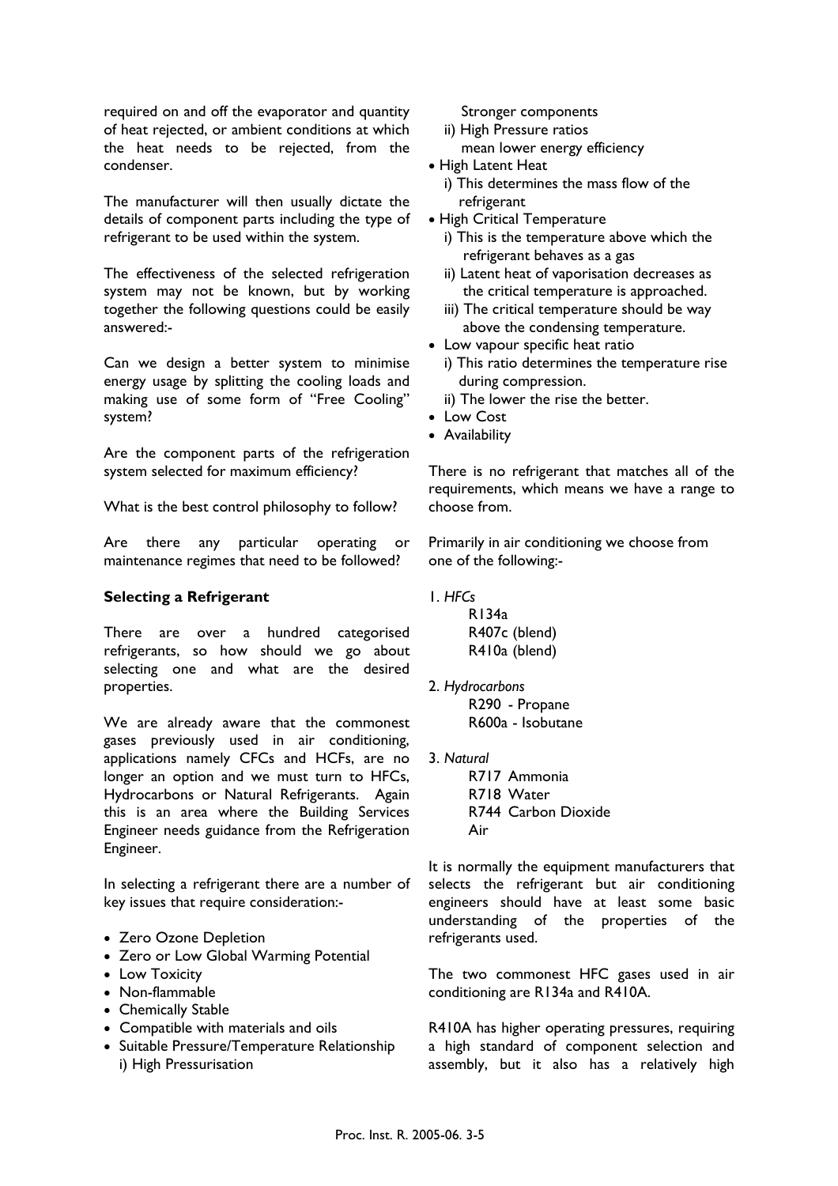required on and off the evaporator and quantity of heat rejected, or ambient conditions at which the heat needs to be rejected, from the condenser.

The manufacturer will then usually dictate the details of component parts including the type of refrigerant to be used within the system.

The effectiveness of the selected refrigeration system may not be known, but by working together the following questions could be easily answered:-

Can we design a better system to minimise energy usage by splitting the cooling loads and making use of some form of "Free Cooling" system?

Are the component parts of the refrigeration system selected for maximum efficiency?

What is the best control philosophy to follow?

Are there any particular operating or maintenance regimes that need to be followed?

**Selecting a Refrigerant**

There are over a hundred categorised refrigerants, so how should we go about selecting one and what are the desired properties.

We are already aware that the commonest gases previously used in air conditioning, applications namely CFCs and HCFs, are no longer an option and we must turn to HFCs, Hydrocarbons or Natural Refrigerants. Again this is an area where the Building Services Engineer needs guidance from the Refrigeration Engineer.

In selecting a refrigerant there are a number of key issues that require consideration:-

- Zero Ozone Depletion
- Zero or Low Global Warming Potential
- Low Toxicity
- Non-flammable
- Chemically Stable
- Compatible with materials and oils
- Suitable Pressure/Temperature Relationship
  - i) High Pressurisation
    Stronger components
  - ii) High Pressure ratios
    mean lower energy efficiency
- High Latent Heat
  - i) This determines the mass flow of the refrigerant
- High Critical Temperature
  - i) This is the temperature above which the refrigerant behaves as a gas
  - ii) Latent heat of vaporisation decreases as the critical temperature is approached.
  - iii) The critical temperature should be way above the condensing temperature.
- Low vapour specific heat ratio
  - i) This ratio determines the temperature rise during compression.
  - ii) The lower the rise the better.
- Low Cost
- Availability

There is no refrigerant that matches all of the requirements, which means we have a range to choose from.

Primarily in air conditioning we choose from one of the following:-

1. *HFCs*
   R134a
   R407c (blend)
   R410a (blend)

2. *Hydrocarbons*
   R290 - Propane
   R600a - Isobutane

3. *Natural*
   R717 Ammonia
   R718 Water
   R744 Carbon Dioxide
   Air

It is normally the equipment manufacturers that selects the refrigerant but air conditioning engineers should have at least some basic understanding of the properties of the refrigerants used.

The two commonest HFC gases used in air conditioning are R134a and R410A.

R410A has higher operating pressures, requiring a high standard of component selection and assembly, but it also has a relatively high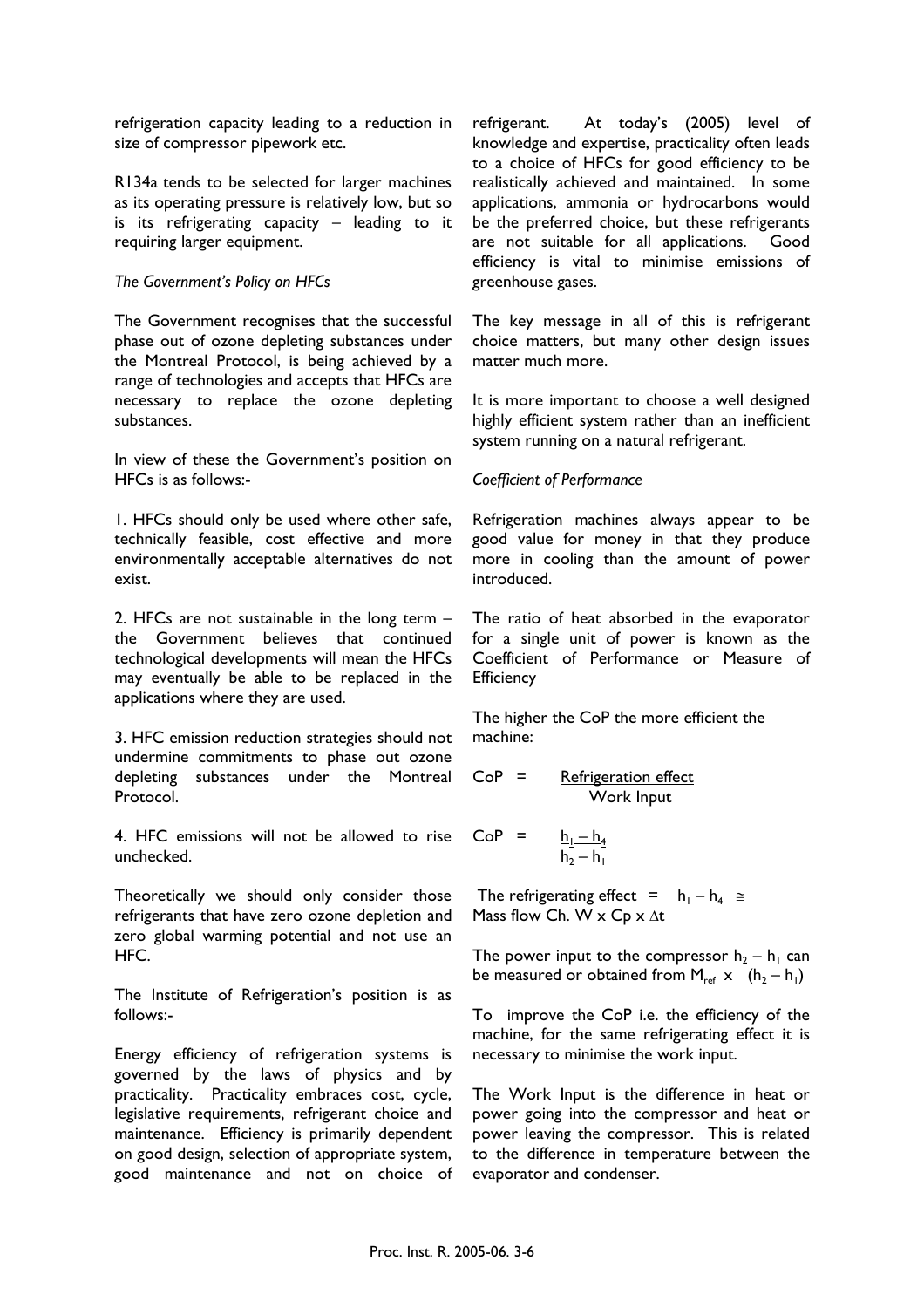refrigeration capacity leading to a reduction in size of compressor pipework etc.

R134a tends to be selected for larger machines as its operating pressure is relatively low, but so is its refrigerating capacity – leading to it requiring larger equipment.

*The Government's Policy on HFCs*

The Government recognises that the successful phase out of ozone depleting substances under the Montreal Protocol, is being achieved by a range of technologies and accepts that HFCs are necessary to replace the ozone depleting substances.

In view of these the Government's position on HFCs is as follows:-

1. HFCs should only be used where other safe, technically feasible, cost effective and more environmentally acceptable alternatives do not exist.

2. HFCs are not sustainable in the long term – the Government believes that continued technological developments will mean the HFCs may eventually be able to be replaced in the applications where they are used.

3. HFC emission reduction strategies should not undermine commitments to phase out ozone depleting substances under the Montreal Protocol.

4. HFC emissions will not be allowed to rise unchecked.

Theoretically we should only consider those refrigerants that have zero ozone depletion and zero global warming potential and not use an HFC.

The Institute of Refrigeration's position is as follows:-

Energy efficiency of refrigeration systems is governed by the laws of physics and by practicality. Practicality embraces cost, cycle, legislative requirements, refrigerant choice and maintenance. Efficiency is primarily dependent on good design, selection of appropriate system, good maintenance and not on choice of refrigerant. At today's (2005) level of knowledge and expertise, practicality often leads to a choice of HFCs for good efficiency to be realistically achieved and maintained. In some applications, ammonia or hydrocarbons would be the preferred choice, but these refrigerants are not suitable for all applications. Good efficiency is vital to minimise emissions of greenhouse gases.

The key message in all of this is refrigerant choice matters, but many other design issues matter much more.

It is more important to choose a well designed highly efficient system rather than an inefficient system running on a natural refrigerant.

*Coefficient of Performance*

Refrigeration machines always appear to be good value for money in that they produce more in cooling than the amount of power introduced.

The ratio of heat absorbed in the evaporator for a single unit of power is known as the Coefficient of Performance or Measure of Efficiency

The higher the CoP the more efficient the machine:

$$CoP = \frac{\text{Refrigeration effect}}{\text{Work Input}}$$

$$CoP = \frac{h_1 - h_4}{h_2 - h_1}$$

The refrigerating effect $= h_1 - h_4 \cong$ Mass flow Ch. W x Cp x $\Delta t$

The power input to the compressor $h_2 - h_1$ can be measured or obtained from $M_{ref} \times (h_2 - h_1)$

To improve the CoP i.e. the efficiency of the machine, for the same refrigerating effect it is necessary to minimise the work input.

The Work Input is the difference in heat or power going into the compressor and heat or power leaving the compressor. This is related to the difference in temperature between the evaporator and condenser.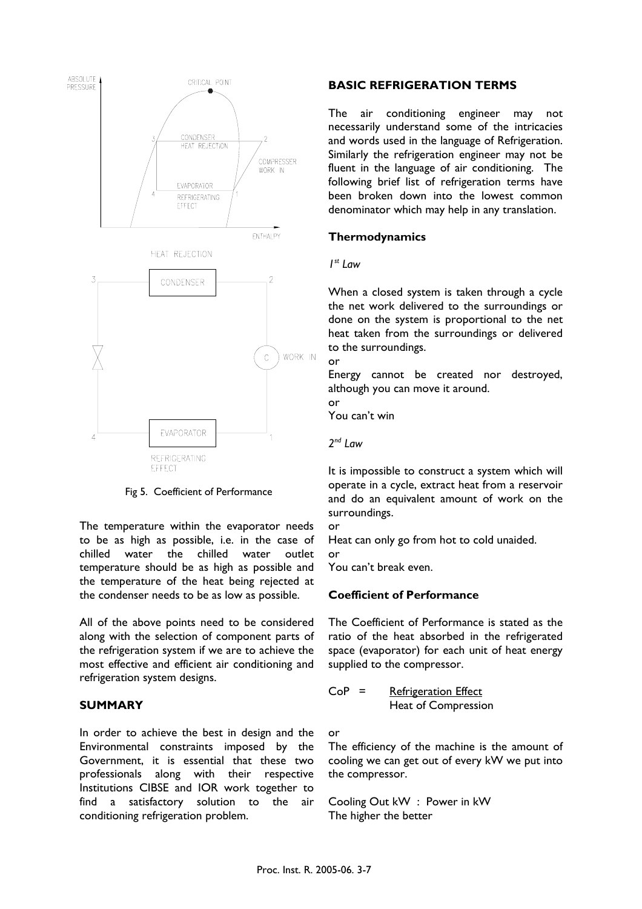Fig 5. Coefficient of Performance

The temperature within the evaporator needs to be as high as possible, i.e. in the case of chilled water the chilled water outlet temperature should be as high as possible and the temperature of the heat being rejected at the condenser needs to be as low as possible.

All of the above points need to be considered along with the selection of component parts of the refrigeration system if we are to achieve the most effective and efficient air conditioning and refrigeration system designs.

## SUMMARY

In order to achieve the best in design and the Environmental constraints imposed by the Government, it is essential that these two professionals along with their respective Institutions CIBSE and IOR work together to find a satisfactory solution to the air conditioning refrigeration problem.

## BASIC REFRIGERATION TERMS

The air conditioning engineer may not necessarily understand some of the intricacies and words used in the language of Refrigeration. Similarly the refrigeration engineer may not be fluent in the language of air conditioning. The following brief list of refrigeration terms have been broken down into the lowest common denominator which may help in any translation.

### Thermodynamics

*1st Law*

When a closed system is taken through a cycle the net work delivered to the surroundings or done on the system is proportional to the net heat taken from the surroundings or delivered to the surroundings.

or

Energy cannot be created nor destroyed, although you can move it around.

or

You can't win

*2nd Law*

It is impossible to construct a system which will operate in a cycle, extract heat from a reservoir and do an equivalent amount of work on the surroundings.

or

Heat can only go from hot to cold unaided.

or

You can't break even.

### Coefficient of Performance

The Coefficient of Performance is stated as the ratio of the heat absorbed in the refrigerated space (evaporator) for each unit of heat energy supplied to the compressor.

$$CoP = \frac{\text{Refrigeration Effect}}{\text{Heat of Compression}}$$

or

The efficiency of the machine is the amount of cooling we can get out of every kW we put into the compressor.

Cooling Out kW : Power in kW

The higher the better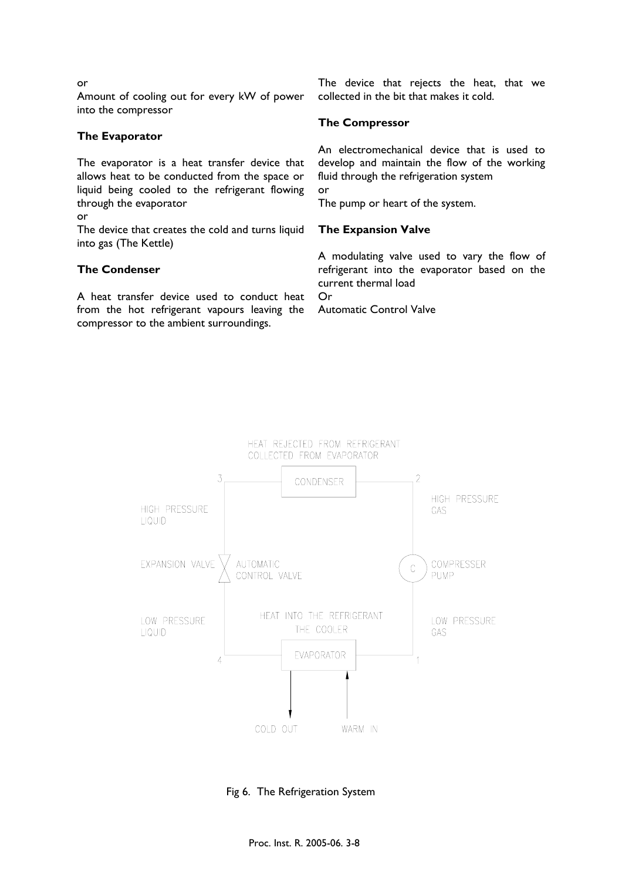or

Amount of cooling out for every kW of power into the compressor

### The Evaporator

The evaporator is a heat transfer device that allows heat to be conducted from the space or liquid being cooled to the refrigerant flowing through the evaporator

or

The device that creates the cold and turns liquid into gas (The Kettle)

### The Condenser

A heat transfer device used to conduct heat from the hot refrigerant vapours leaving the compressor to the ambient surroundings.

The device that rejects the heat, that we collected in the bit that makes it cold.

### The Compressor

An electromechanical device that is used to develop and maintain the flow of the working fluid through the refrigeration system

or

The pump or heart of the system.

### The Expansion Valve

A modulating valve used to vary the flow of refrigerant into the evaporator based on the current thermal load

Or

Automatic Control Valve

HEAT REJECTED FROM REFRIGERANT COLLECTED FROM EVAPORATOR

CONDENSER

3 HIGH PRESSURE LIQUID

2 HIGH PRESSURE GAS

EXPANSION VALVE — AUTOMATIC CONTROL VALVE

C — COMPRESSER PUMP

LOW PRESSURE LIQUID

HEAT INTO THE REFRIGERANT THE COOLER

LOW PRESSURE GAS

4 EVAPORATOR 1

COLD OUT WARM IN

Fig 6. The Refrigeration System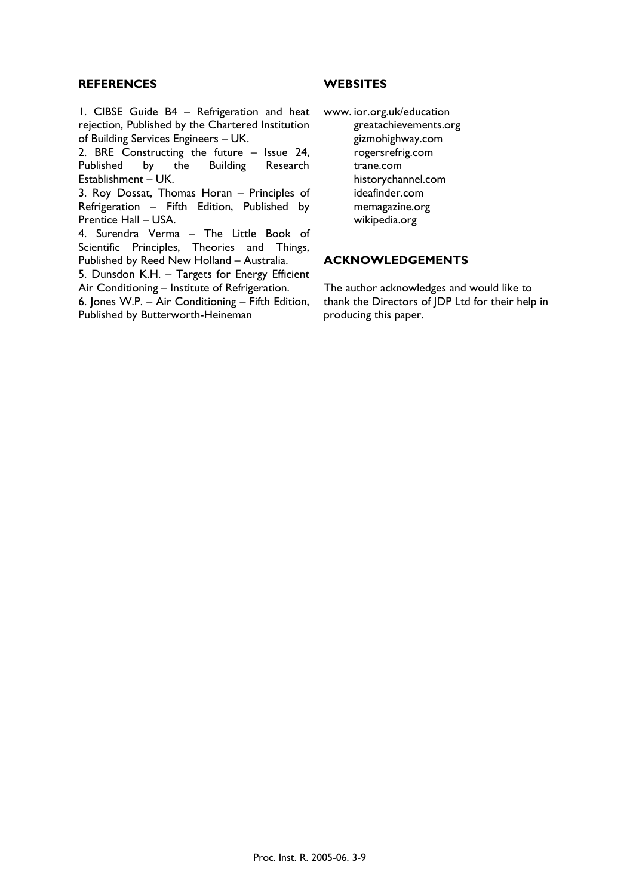## REFERENCES

1. CIBSE Guide B4 – Refrigeration and heat rejection, Published by the Chartered Institution of Building Services Engineers – UK.
2. BRE Constructing the future – Issue 24, Published by the Building Research Establishment – UK.
3. Roy Dossat, Thomas Horan – Principles of Refrigeration – Fifth Edition, Published by Prentice Hall – USA.
4. Surendra Verma – The Little Book of Scientific Principles, Theories and Things, Published by Reed New Holland – Australia.
5. Dunsdon K.H. – Targets for Energy Efficient Air Conditioning – Institute of Refrigeration.
6. Jones W.P. – Air Conditioning – Fifth Edition, Published by Butterworth-Heineman

## WEBSITES

www. ior.org.uk/education
greatachievements.org
gizmohighway.com
rogersrefrig.com
trane.com
historychannel.com
ideafinder.com
memagazine.org
wikipedia.org

## ACKNOWLEDGEMENTS

The author acknowledges and would like to thank the Directors of JDP Ltd for their help in producing this paper.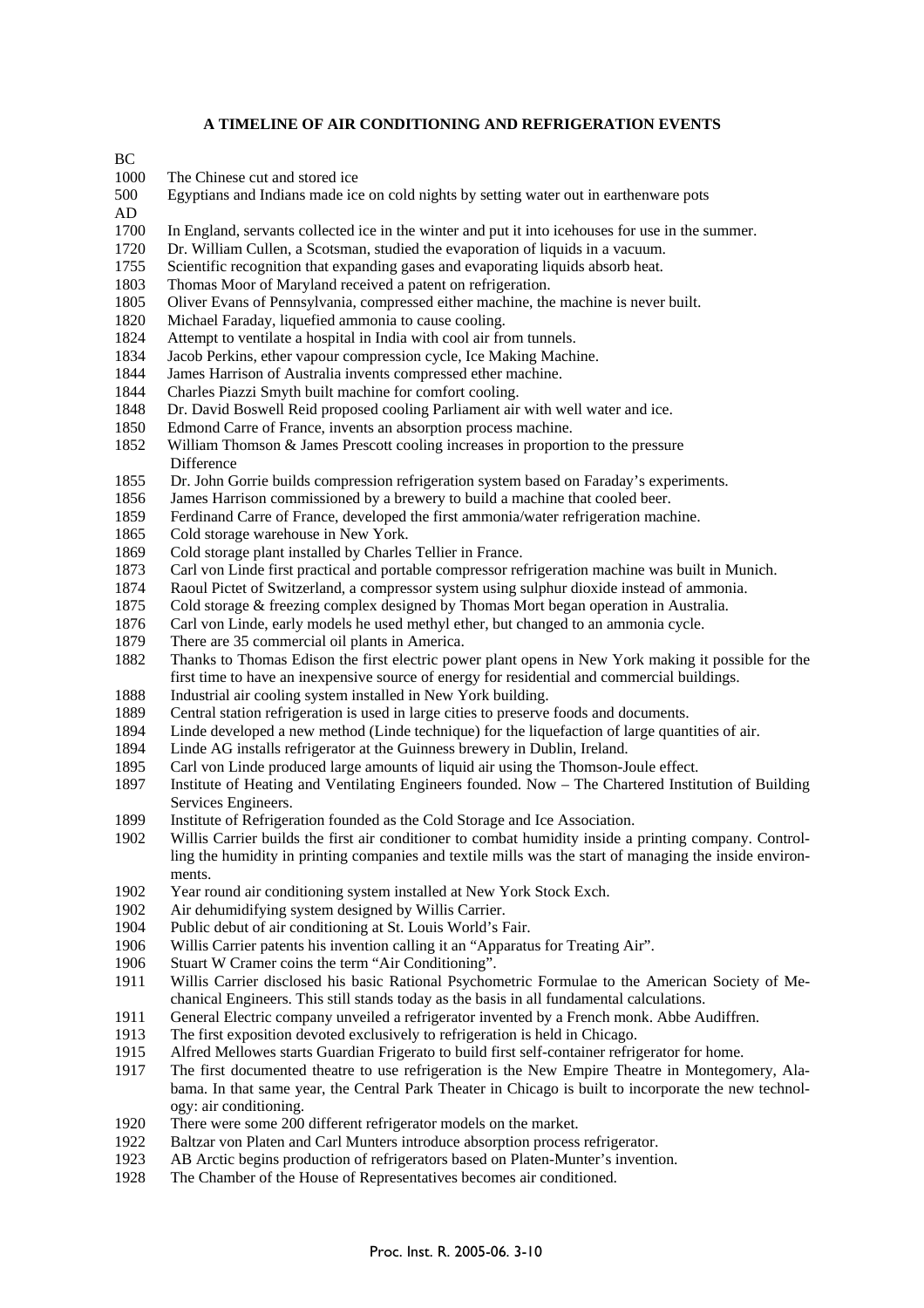**A TIMELINE OF AIR CONDITIONING AND REFRIGERATION EVENTS**

BC

1000 The Chinese cut and stored ice

500 Egyptians and Indians made ice on cold nights by setting water out in earthenware pots

AD

1700 In England, servants collected ice in the winter and put it into icehouses for use in the summer.

1720 Dr. William Cullen, a Scotsman, studied the evaporation of liquids in a vacuum.

1755 Scientific recognition that expanding gases and evaporating liquids absorb heat.

1803 Thomas Moor of Maryland received a patent on refrigeration.

1805 Oliver Evans of Pennsylvania, compressed either machine, the machine is never built.

1820 Michael Faraday, liquefied ammonia to cause cooling.

1824 Attempt to ventilate a hospital in India with cool air from tunnels.

1834 Jacob Perkins, ether vapour compression cycle, Ice Making Machine.

1844 James Harrison of Australia invents compressed ether machine.

1844 Charles Piazzi Smyth built machine for comfort cooling.

1848 Dr. David Boswell Reid proposed cooling Parliament air with well water and ice.

1850 Edmond Carre of France, invents an absorption process machine.

1852 William Thomson & James Prescott cooling increases in proportion to the pressure Difference

1855 Dr. John Gorrie builds compression refrigeration system based on Faraday's experiments.

1856 James Harrison commissioned by a brewery to build a machine that cooled beer.

1859 Ferdinand Carre of France, developed the first ammonia/water refrigeration machine.

1865 Cold storage warehouse in New York.

1869 Cold storage plant installed by Charles Tellier in France.

1873 Carl von Linde first practical and portable compressor refrigeration machine was built in Munich.

1874 Raoul Pictet of Switzerland, a compressor system using sulphur dioxide instead of ammonia.

1875 Cold storage & freezing complex designed by Thomas Mort began operation in Australia.

1876 Carl von Linde, early models he used methyl ether, but changed to an ammonia cycle.

1879 There are 35 commercial oil plants in America.

1882 Thanks to Thomas Edison the first electric power plant opens in New York making it possible for the first time to have an inexpensive source of energy for residential and commercial buildings.

1888 Industrial air cooling system installed in New York building.

1889 Central station refrigeration is used in large cities to preserve foods and documents.

1894 Linde developed a new method (Linde technique) for the liquefaction of large quantities of air.

1894 Linde AG installs refrigerator at the Guinness brewery in Dublin, Ireland.

1895 Carl von Linde produced large amounts of liquid air using the Thomson-Joule effect.

1897 Institute of Heating and Ventilating Engineers founded. Now – The Chartered Institution of Building Services Engineers.

1899 Institute of Refrigeration founded as the Cold Storage and Ice Association.

1902 Willis Carrier builds the first air conditioner to combat humidity inside a printing company. Controlling the humidity in printing companies and textile mills was the start of managing the inside environments.

1902 Year round air conditioning system installed at New York Stock Exch.

1902 Air dehumidifying system designed by Willis Carrier.

1904 Public debut of air conditioning at St. Louis World's Fair.

1906 Willis Carrier patents his invention calling it an "Apparatus for Treating Air".

1906 Stuart W Cramer coins the term "Air Conditioning".

1911 Willis Carrier disclosed his basic Rational Psychometric Formulae to the American Society of Mechanical Engineers. This still stands today as the basis in all fundamental calculations.

1911 General Electric company unveiled a refrigerator invented by a French monk. Abbe Audiffren.

1913 The first exposition devoted exclusively to refrigeration is held in Chicago.

1915 Alfred Mellowes starts Guardian Frigerato to build first self-container refrigerator for home.

1917 The first documented theatre to use refrigeration is the New Empire Theatre in Montegomery, Alabama. In that same year, the Central Park Theater in Chicago is built to incorporate the new technology: air conditioning.

1920 There were some 200 different refrigerator models on the market.

1922 Baltzar von Platen and Carl Munters introduce absorption process refrigerator.

1923 AB Arctic begins production of refrigerators based on Platen-Munter's invention.

1928 The Chamber of the House of Representatives becomes air conditioned.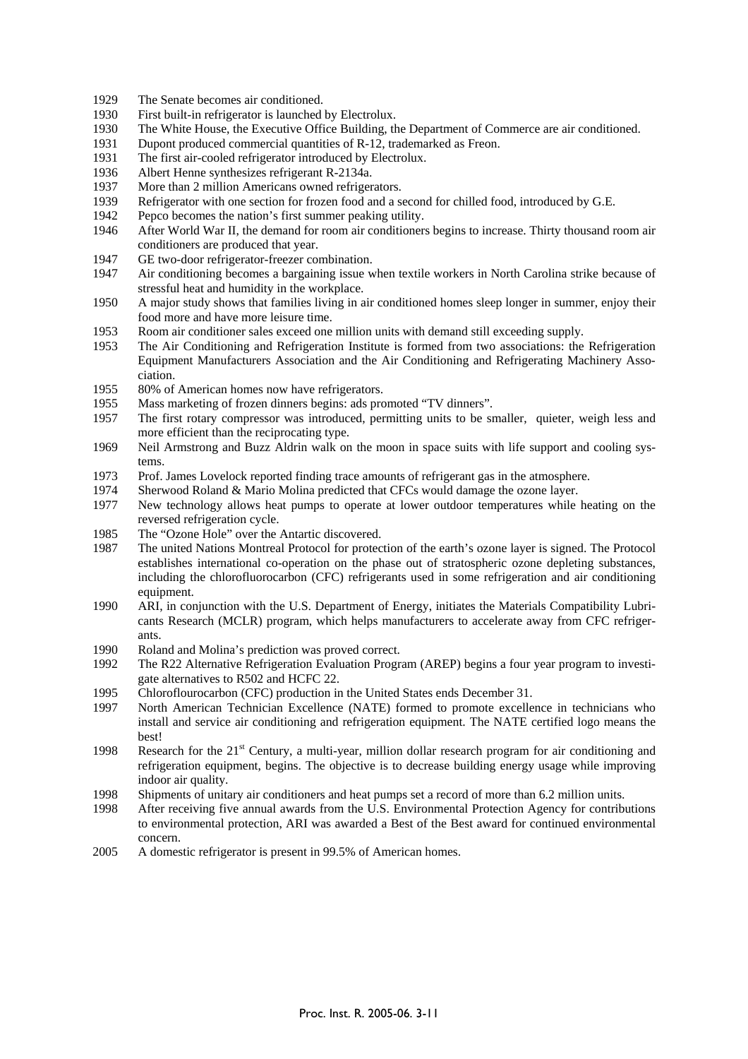1929 The Senate becomes air conditioned.

1930 First built-in refrigerator is launched by Electrolux.

1930 The White House, the Executive Office Building, the Department of Commerce are air conditioned.

1931 Dupont produced commercial quantities of R-12, trademarked as Freon.

1931 The first air-cooled refrigerator introduced by Electrolux.

1936 Albert Henne synthesizes refrigerant R-2134a.

1937 More than 2 million Americans owned refrigerators.

1939 Refrigerator with one section for frozen food and a second for chilled food, introduced by G.E.

1942 Pepco becomes the nation's first summer peaking utility.

1946 After World War II, the demand for room air conditioners begins to increase. Thirty thousand room air conditioners are produced that year.

1947 GE two-door refrigerator-freezer combination.

1947 Air conditioning becomes a bargaining issue when textile workers in North Carolina strike because of stressful heat and humidity in the workplace.

1950 A major study shows that families living in air conditioned homes sleep longer in summer, enjoy their food more and have more leisure time.

1953 Room air conditioner sales exceed one million units with demand still exceeding supply.

1953 The Air Conditioning and Refrigeration Institute is formed from two associations: the Refrigeration Equipment Manufacturers Association and the Air Conditioning and Refrigerating Machinery Association.

1955 80% of American homes now have refrigerators.

1955 Mass marketing of frozen dinners begins: ads promoted "TV dinners".

1957 The first rotary compressor was introduced, permitting units to be smaller, quieter, weigh less and more efficient than the reciprocating type.

1969 Neil Armstrong and Buzz Aldrin walk on the moon in space suits with life support and cooling systems.

1973 Prof. James Lovelock reported finding trace amounts of refrigerant gas in the atmosphere.

1974 Sherwood Roland & Mario Molina predicted that CFCs would damage the ozone layer.

1977 New technology allows heat pumps to operate at lower outdoor temperatures while heating on the reversed refrigeration cycle.

1985 The "Ozone Hole" over the Antartic discovered.

1987 The united Nations Montreal Protocol for protection of the earth's ozone layer is signed. The Protocol establishes international co-operation on the phase out of stratospheric ozone depleting substances, including the chlorofluorocarbon (CFC) refrigerants used in some refrigeration and air conditioning equipment.

1990 ARI, in conjunction with the U.S. Department of Energy, initiates the Materials Compatibility Lubricants Research (MCLR) program, which helps manufacturers to accelerate away from CFC refrigerants.

1990 Roland and Molina's prediction was proved correct.

1992 The R22 Alternative Refrigeration Evaluation Program (AREP) begins a four year program to investigate alternatives to R502 and HCFC 22.

1995 Chloroflourocarbon (CFC) production in the United States ends December 31.

1997 North American Technician Excellence (NATE) formed to promote excellence in technicians who install and service air conditioning and refrigeration equipment. The NATE certified logo means the best!

1998 Research for the 21st Century, a multi-year, million dollar research program for air conditioning and refrigeration equipment, begins. The objective is to decrease building energy usage while improving indoor air quality.

1998 Shipments of unitary air conditioners and heat pumps set a record of more than 6.2 million units.

1998 After receiving five annual awards from the U.S. Environmental Protection Agency for contributions to environmental protection, ARI was awarded a Best of the Best award for continued environmental concern.

2005 A domestic refrigerator is present in 99.5% of American homes.